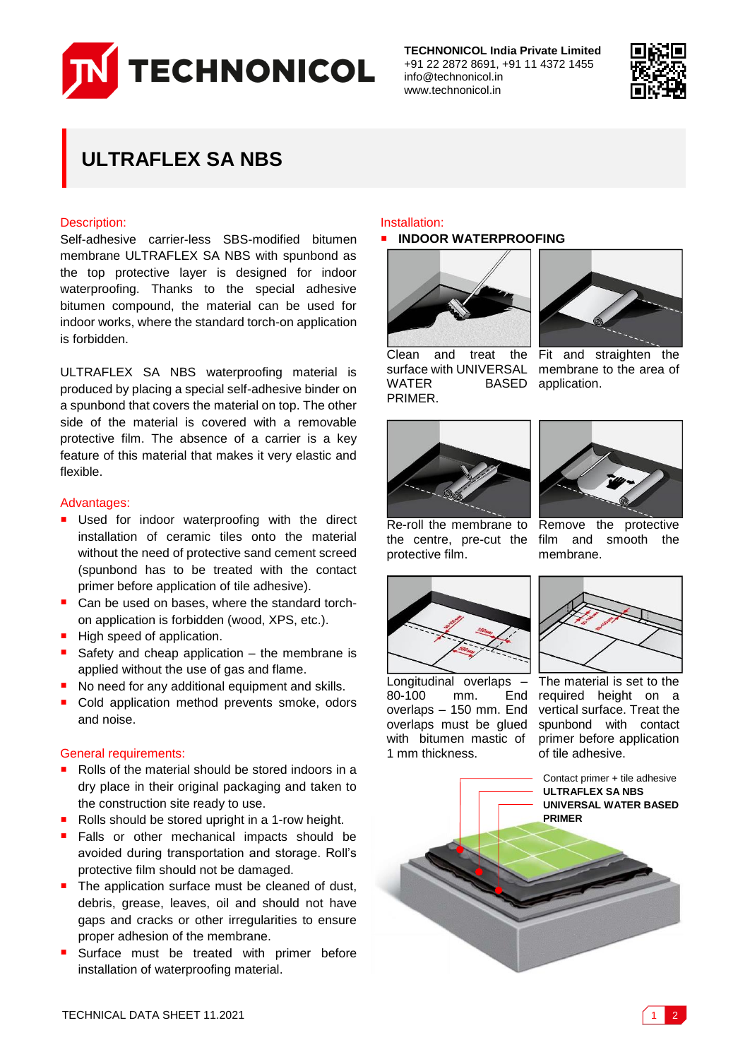**TECHNONICOL India Private Limited**
+91 22 2872 8691, +91 11 4372 1455
info@technonicol.in
www.technonicol.in

# ULTRAFLEX SA NBS

## Description:

Self-adhesive carrier-less SBS-modified bitumen membrane ULTRAFLEX SA NBS with spunbond as the top protective layer is designed for indoor waterproofing. Thanks to the special adhesive bitumen compound, the material can be used for indoor works, where the standard torch-on application is forbidden.

ULTRAFLEX SA NBS waterproofing material is produced by placing a special self-adhesive binder on a spunbond that covers the material on top. The other side of the material is covered with a removable protective film. The absence of a carrier is a key feature of this material that makes it very elastic and flexible.

## Advantages:

- Used for indoor waterproofing with the direct installation of ceramic tiles onto the material without the need of protective sand cement screed (spunbond has to be treated with the contact primer before application of tile adhesive).
- Can be used on bases, where the standard torch-on application is forbidden (wood, XPS, etc.).
- High speed of application.
- Safety and cheap application – the membrane is applied without the use of gas and flame.
- No need for any additional equipment and skills.
- Cold application method prevents smoke, odors and noise.

## General requirements:

- Rolls of the material should be stored indoors in a dry place in their original packaging and taken to the construction site ready to use.
- Rolls should be stored upright in a 1-row height.
- Falls or other mechanical impacts should be avoided during transportation and storage. Roll's protective film should not be damaged.
- The application surface must be cleaned of dust, debris, grease, leaves, oil and should not have gaps and cracks or other irregularities to ensure proper adhesion of the membrane.
- Surface must be treated with primer before installation of waterproofing material.

## Installation:

- **INDOOR WATERPROOFING**

Clean and treat the surface with UNIVERSAL WATER BASED PRIMER.

Fit and straighten the membrane to the area of application.

Re-roll the membrane to the centre, pre-cut the protective film.

Remove the protective film and smooth the membrane.

Longitudinal overlaps – 80-100 mm. End overlaps – 150 mm. End overlaps must be glued with bitumen mastic of 1 mm thickness.

The material is set to the required height on a vertical surface. Treat the spunbond with contact primer before application of tile adhesive.

Contact primer + tile adhesive
**ULTRAFLEX SA NBS**
**UNIVERSAL WATER BASED PRIMER**

TECHNICAL DATA SHEET 11.2021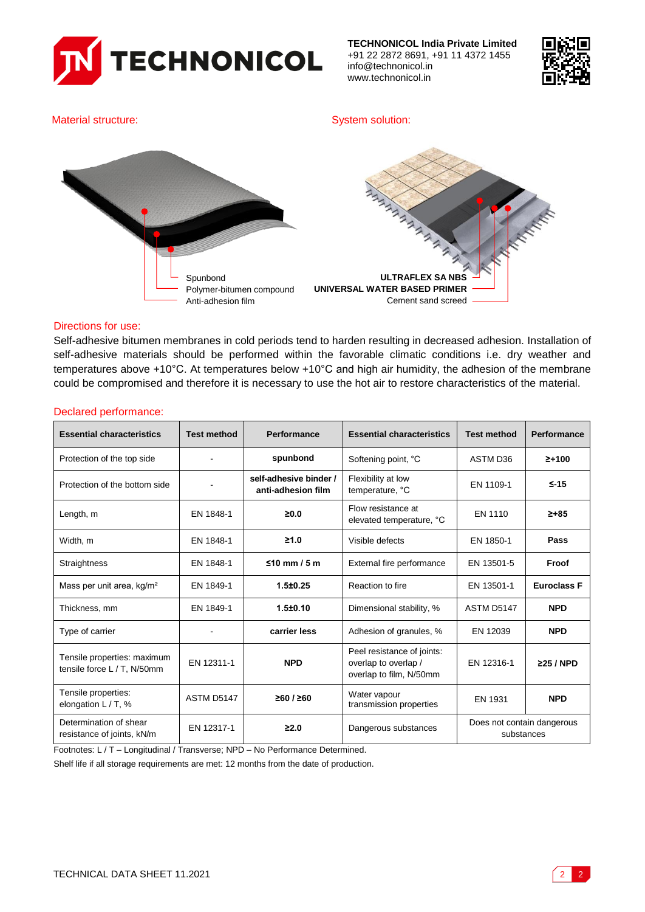TECHNONICOL

**TECHNONICOL India Private Limited**
+91 22 2872 8691, +91 11 4372 1455
info@technonicol.in
www.technonicol.in

## Material structure:

Spunbond
Polymer-bitumen compound
Anti-adhesion film

## System solution:

**ULTRAFLEX SA NBS**
**UNIVERSAL WATER BASED PRIMER**
Cement sand screed

## Directions for use:

Self-adhesive bitumen membranes in cold periods tend to harden resulting in decreased adhesion. Installation of self-adhesive materials should be performed within the favorable climatic conditions i.e. dry weather and temperatures above +10°C. At temperatures below +10°C and high air humidity, the adhesion of the membrane could be compromised and therefore it is necessary to use the hot air to restore characteristics of the material.

## Declared performance:

| Essential characteristics | Test method | Performance | Essential characteristics | Test method | Performance |
|---|---|---|---|---|---|
| Protection of the top side | - | **spunbond** | Softening point, °C | ASTM D36 | **≥+100** |
| Protection of the bottom side | - | **self-adhesive binder / anti-adhesion film** | Flexibility at low temperature, °C | EN 1109-1 | **≤-15** |
| Length, m | EN 1848-1 | **≥0.0** | Flow resistance at elevated temperature, °C | EN 1110 | **≥+85** |
| Width, m | EN 1848-1 | **≥1.0** | Visible defects | EN 1850-1 | **Pass** |
| Straightness | EN 1848-1 | **≤10 mm / 5 m** | External fire performance | EN 13501-5 | **Froof** |
| Mass per unit area, kg/m² | EN 1849-1 | **1.5±0.25** | Reaction to fire | EN 13501-1 | **Euroclass F** |
| Thickness, mm | EN 1849-1 | **1.5±0.10** | Dimensional stability, % | ASTM D5147 | **NPD** |
| Type of carrier | - | **carrier less** | Adhesion of granules, % | EN 12039 | **NPD** |
| Tensile properties: maximum tensile force L / T, N/50mm | EN 12311-1 | **NPD** | Peel resistance of joints: overlap to overlap / overlap to film, N/50mm | EN 12316-1 | **≥25 / NPD** |
| Tensile properties: elongation L / T, % | ASTM D5147 | **≥60 / ≥60** | Water vapour transmission properties | EN 1931 | **NPD** |
| Determination of shear resistance of joints, kN/m | EN 12317-1 | **≥2.0** | Dangerous substances | Does not contain dangerous substances | |

Footnotes: L / T – Longitudinal / Transverse; NPD – No Performance Determined.

Shelf life if all storage requirements are met: 12 months from the date of production.

TECHNICAL DATA SHEET 11.2021